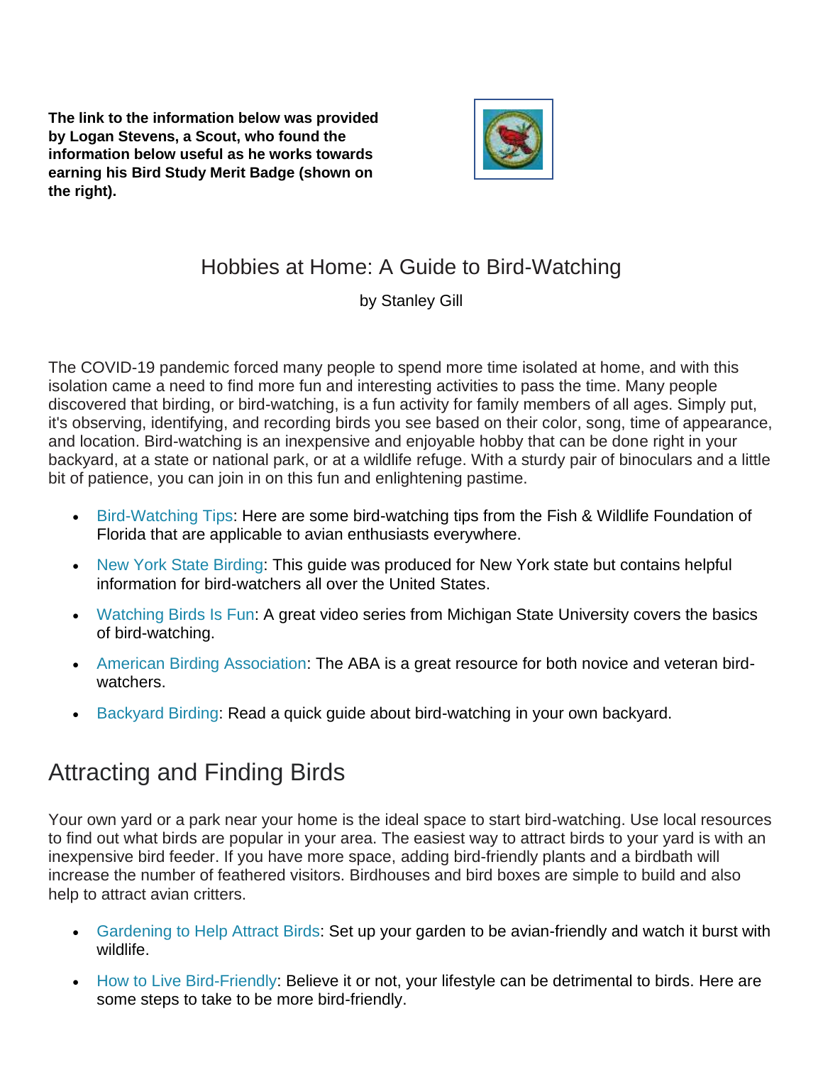**The link to the information below was provided by Logan Stevens, a Scout, who found the information below useful as he works towards earning his Bird Study Merit Badge (shown on the right).**

# Hobbies at Home: A Guide to Bird-Watching

by Stanley Gill

The COVID-19 pandemic forced many people to spend more time isolated at home, and with this isolation came a need to find more fun and interesting activities to pass the time. Many people discovered that birding, or bird-watching, is a fun activity for family members of all ages. Simply put, it's observing, identifying, and recording birds you see based on their color, song, time of appearance, and location. Bird-watching is an inexpensive and enjoyable hobby that can be done right in your backyard, at a state or national park, or at a wildlife refuge. With a sturdy pair of binoculars and a little bit of patience, you can join in on this fun and enlightening pastime.

- Bird-Watching Tips: Here are some bird-watching tips from the Fish & Wildlife Foundation of Florida that are applicable to avian enthusiasts everywhere.
- New York State Birding: This guide was produced for New York state but contains helpful information for bird-watchers all over the United States.
- Watching Birds Is Fun: A great video series from Michigan State University covers the basics of bird-watching.
- American Birding Association: The ABA is a great resource for both novice and veteran bird-watchers.
- Backyard Birding: Read a quick guide about bird-watching in your own backyard.

## Attracting and Finding Birds

Your own yard or a park near your home is the ideal space to start bird-watching. Use local resources to find out what birds are popular in your area. The easiest way to attract birds to your yard is with an inexpensive bird feeder. If you have more space, adding bird-friendly plants and a birdbath will increase the number of feathered visitors. Birdhouses and bird boxes are simple to build and also help to attract avian critters.

- Gardening to Help Attract Birds: Set up your garden to be avian-friendly and watch it burst with wildlife.
- How to Live Bird-Friendly: Believe it or not, your lifestyle can be detrimental to birds. Here are some steps to take to be more bird-friendly.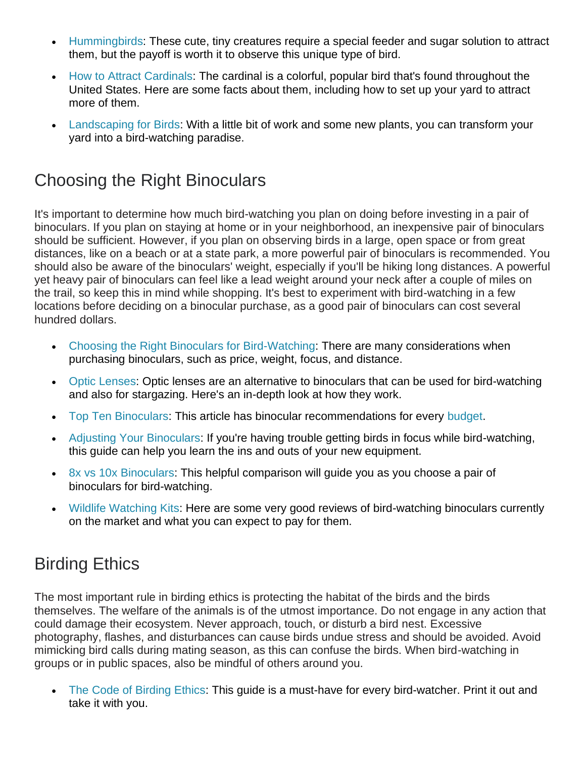- Hummingbirds: These cute, tiny creatures require a special feeder and sugar solution to attract them, but the payoff is worth it to observe this unique type of bird.
- How to Attract Cardinals: The cardinal is a colorful, popular bird that's found throughout the United States. Here are some facts about them, including how to set up your yard to attract more of them.
- Landscaping for Birds: With a little bit of work and some new plants, you can transform your yard into a bird-watching paradise.

## Choosing the Right Binoculars

It's important to determine how much bird-watching you plan on doing before investing in a pair of binoculars. If you plan on staying at home or in your neighborhood, an inexpensive pair of binoculars should be sufficient. However, if you plan on observing birds in a large, open space or from great distances, like on a beach or at a state park, a more powerful pair of binoculars is recommended. You should also be aware of the binoculars' weight, especially if you'll be hiking long distances. A powerful yet heavy pair of binoculars can feel like a lead weight around your neck after a couple of miles on the trail, so keep this in mind while shopping. It's best to experiment with bird-watching in a few locations before deciding on a binocular purchase, as a good pair of binoculars can cost several hundred dollars.

- Choosing the Right Binoculars for Bird-Watching: There are many considerations when purchasing binoculars, such as price, weight, focus, and distance.
- Optic Lenses: Optic lenses are an alternative to binoculars that can be used for bird-watching and also for stargazing. Here's an in-depth look at how they work.
- Top Ten Binoculars: This article has binocular recommendations for every budget.
- Adjusting Your Binoculars: If you're having trouble getting birds in focus while bird-watching, this guide can help you learn the ins and outs of your new equipment.
- 8x vs 10x Binoculars: This helpful comparison will guide you as you choose a pair of binoculars for bird-watching.
- Wildlife Watching Kits: Here are some very good reviews of bird-watching binoculars currently on the market and what you can expect to pay for them.

## Birding Ethics

The most important rule in birding ethics is protecting the habitat of the birds and the birds themselves. The welfare of the animals is of the utmost importance. Do not engage in any action that could damage their ecosystem. Never approach, touch, or disturb a bird nest. Excessive photography, flashes, and disturbances can cause birds undue stress and should be avoided. Avoid mimicking bird calls during mating season, as this can confuse the birds. When bird-watching in groups or in public spaces, also be mindful of others around you.

- The Code of Birding Ethics: This guide is a must-have for every bird-watcher. Print it out and take it with you.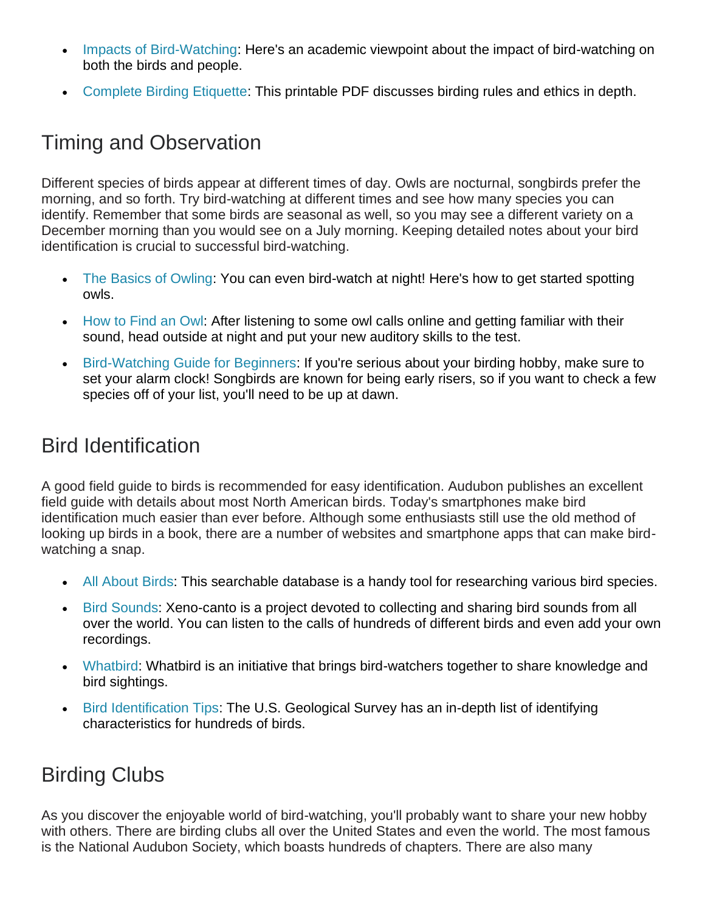- Impacts of Bird-Watching: Here's an academic viewpoint about the impact of bird-watching on both the birds and people.
- Complete Birding Etiquette: This printable PDF discusses birding rules and ethics in depth.

## Timing and Observation

Different species of birds appear at different times of day. Owls are nocturnal, songbirds prefer the morning, and so forth. Try bird-watching at different times and see how many species you can identify. Remember that some birds are seasonal as well, so you may see a different variety on a December morning than you would see on a July morning. Keeping detailed notes about your bird identification is crucial to successful bird-watching.

- The Basics of Owling: You can even bird-watch at night! Here's how to get started spotting owls.
- How to Find an Owl: After listening to some owl calls online and getting familiar with their sound, head outside at night and put your new auditory skills to the test.
- Bird-Watching Guide for Beginners: If you're serious about your birding hobby, make sure to set your alarm clock! Songbirds are known for being early risers, so if you want to check a few species off of your list, you'll need to be up at dawn.

## Bird Identification

A good field guide to birds is recommended for easy identification. Audubon publishes an excellent field guide with details about most North American birds. Today's smartphones make bird identification much easier than ever before. Although some enthusiasts still use the old method of looking up birds in a book, there are a number of websites and smartphone apps that can make bird-watching a snap.

- All About Birds: This searchable database is a handy tool for researching various bird species.
- Bird Sounds: Xeno-canto is a project devoted to collecting and sharing bird sounds from all over the world. You can listen to the calls of hundreds of different birds and even add your own recordings.
- Whatbird: Whatbird is an initiative that brings bird-watchers together to share knowledge and bird sightings.
- Bird Identification Tips: The U.S. Geological Survey has an in-depth list of identifying characteristics for hundreds of birds.

## Birding Clubs

As you discover the enjoyable world of bird-watching, you'll probably want to share your new hobby with others. There are birding clubs all over the United States and even the world. The most famous is the National Audubon Society, which boasts hundreds of chapters. There are also many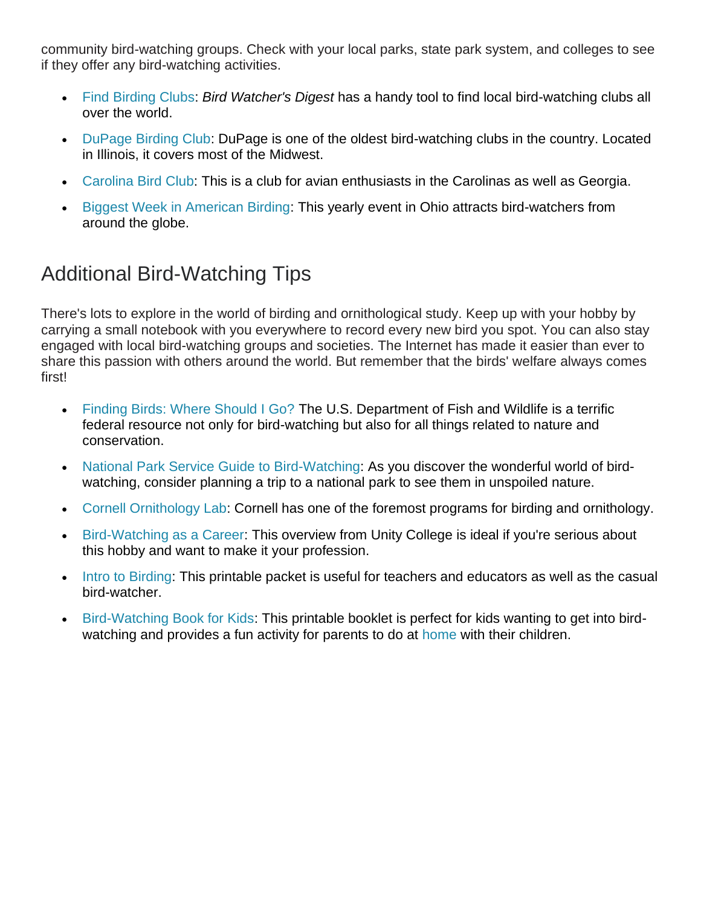community bird-watching groups. Check with your local parks, state park system, and colleges to see if they offer any bird-watching activities.

- Find Birding Clubs: *Bird Watcher's Digest* has a handy tool to find local bird-watching clubs all over the world.
- DuPage Birding Club: DuPage is one of the oldest bird-watching clubs in the country. Located in Illinois, it covers most of the Midwest.
- Carolina Bird Club: This is a club for avian enthusiasts in the Carolinas as well as Georgia.
- Biggest Week in American Birding: This yearly event in Ohio attracts bird-watchers from around the globe.

## Additional Bird-Watching Tips

There's lots to explore in the world of birding and ornithological study. Keep up with your hobby by carrying a small notebook with you everywhere to record every new bird you spot. You can also stay engaged with local bird-watching groups and societies. The Internet has made it easier than ever to share this passion with others around the world. But remember that the birds' welfare always comes first!

- Finding Birds: Where Should I Go? The U.S. Department of Fish and Wildlife is a terrific federal resource not only for bird-watching but also for all things related to nature and conservation.
- National Park Service Guide to Bird-Watching: As you discover the wonderful world of bird-watching, consider planning a trip to a national park to see them in unspoiled nature.
- Cornell Ornithology Lab: Cornell has one of the foremost programs for birding and ornithology.
- Bird-Watching as a Career: This overview from Unity College is ideal if you're serious about this hobby and want to make it your profession.
- Intro to Birding: This printable packet is useful for teachers and educators as well as the casual bird-watcher.
- Bird-Watching Book for Kids: This printable booklet is perfect for kids wanting to get into bird-watching and provides a fun activity for parents to do at home with their children.